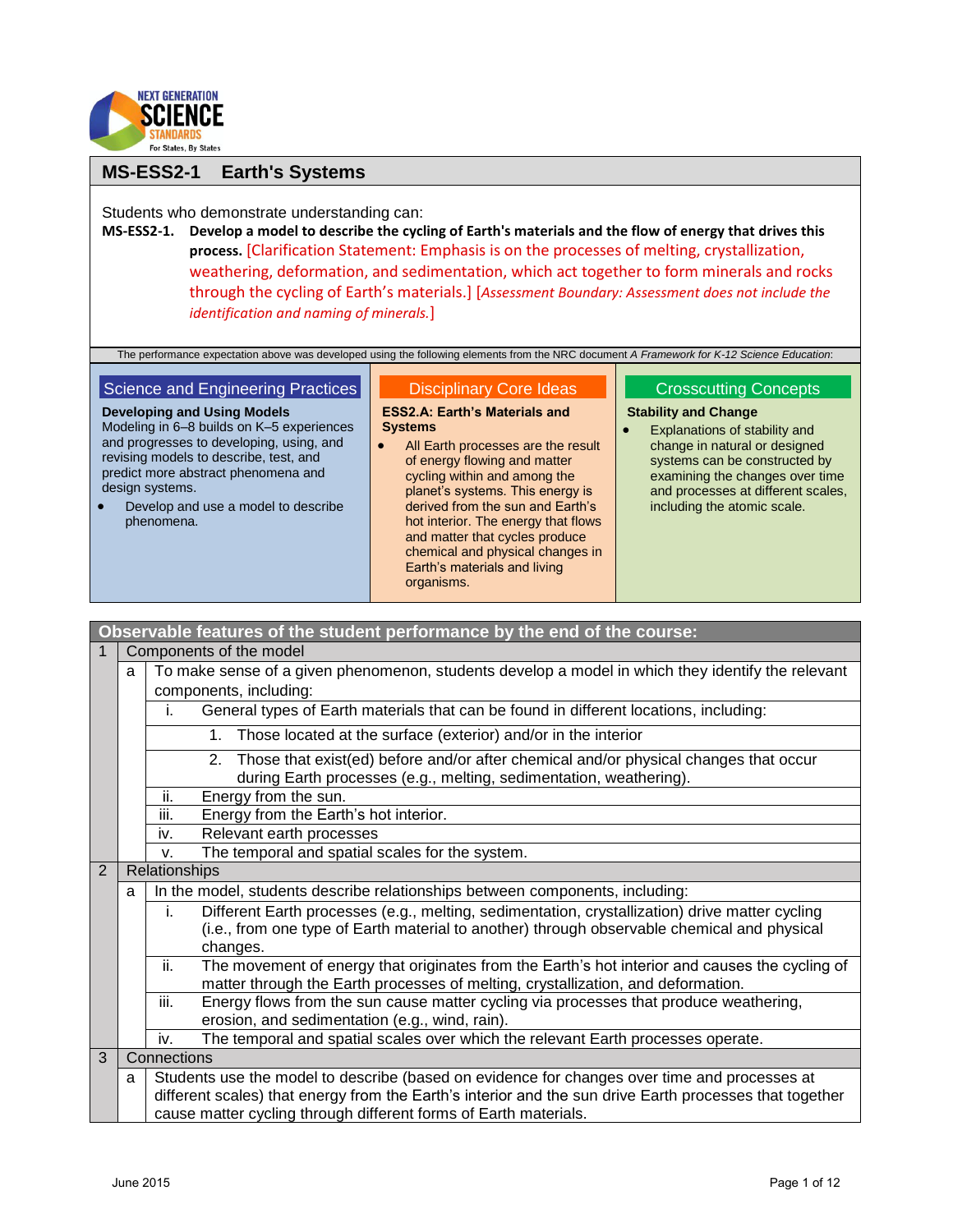## MS-ESS2-1 Earth's Systems

Students who demonstrate understanding can:

**MS-ESS2-1. Develop a model to describe the cycling of Earth's materials and the flow of energy that drives this process.** [Clarification Statement: Emphasis is on the processes of melting, crystallization, weathering, deformation, and sedimentation, which act together to form minerals and rocks through the cycling of Earth's materials.] [*Assessment Boundary: Assessment does not include the identification and naming of minerals.*]

The performance expectation above was developed using the following elements from the NRC document *A Framework for K-12 Science Education*:

### Science and Engineering Practices

**Developing and Using Models**

Modeling in 6–8 builds on K–5 experiences and progresses to developing, using, and revising models to describe, test, and predict more abstract phenomena and design systems.

- Develop and use a model to describe phenomena.

### Disciplinary Core Ideas

**ESS2.A: Earth's Materials and Systems**

- All Earth processes are the result of energy flowing and matter cycling within and among the planet's systems. This energy is derived from the sun and Earth's hot interior. The energy that flows and matter that cycles produce chemical and physical changes in Earth's materials and living organisms.

### Crosscutting Concepts

**Stability and Change**

- Explanations of stability and change in natural or designed systems can be constructed by examining the changes over time and processes at different scales, including the atomic scale.

### Observable features of the student performance by the end of the course:

1. Components of the model
   a. To make sense of a given phenomenon, students develop a model in which they identify the relevant components, including:
      i. General types of Earth materials that can be found in different locations, including:
         1. Those located at the surface (exterior) and/or in the interior
         2. Those that exist(ed) before and/or after chemical and/or physical changes that occur during Earth processes (e.g., melting, sedimentation, weathering).
      ii. Energy from the sun.
      iii. Energy from the Earth's hot interior.
      iv. Relevant earth processes
      v. The temporal and spatial scales for the system.
2. Relationships
   a. In the model, students describe relationships between components, including:
      i. Different Earth processes (e.g., melting, sedimentation, crystallization) drive matter cycling (i.e., from one type of Earth material to another) through observable chemical and physical changes.
      ii. The movement of energy that originates from the Earth's hot interior and causes the cycling of matter through the Earth processes of melting, crystallization, and deformation.
      iii. Energy flows from the sun cause matter cycling via processes that produce weathering, erosion, and sedimentation (e.g., wind, rain).
      iv. The temporal and spatial scales over which the relevant Earth processes operate.
3. Connections
   a. Students use the model to describe (based on evidence for changes over time and processes at different scales) that energy from the Earth's interior and the sun drive Earth processes that together cause matter cycling through different forms of Earth materials.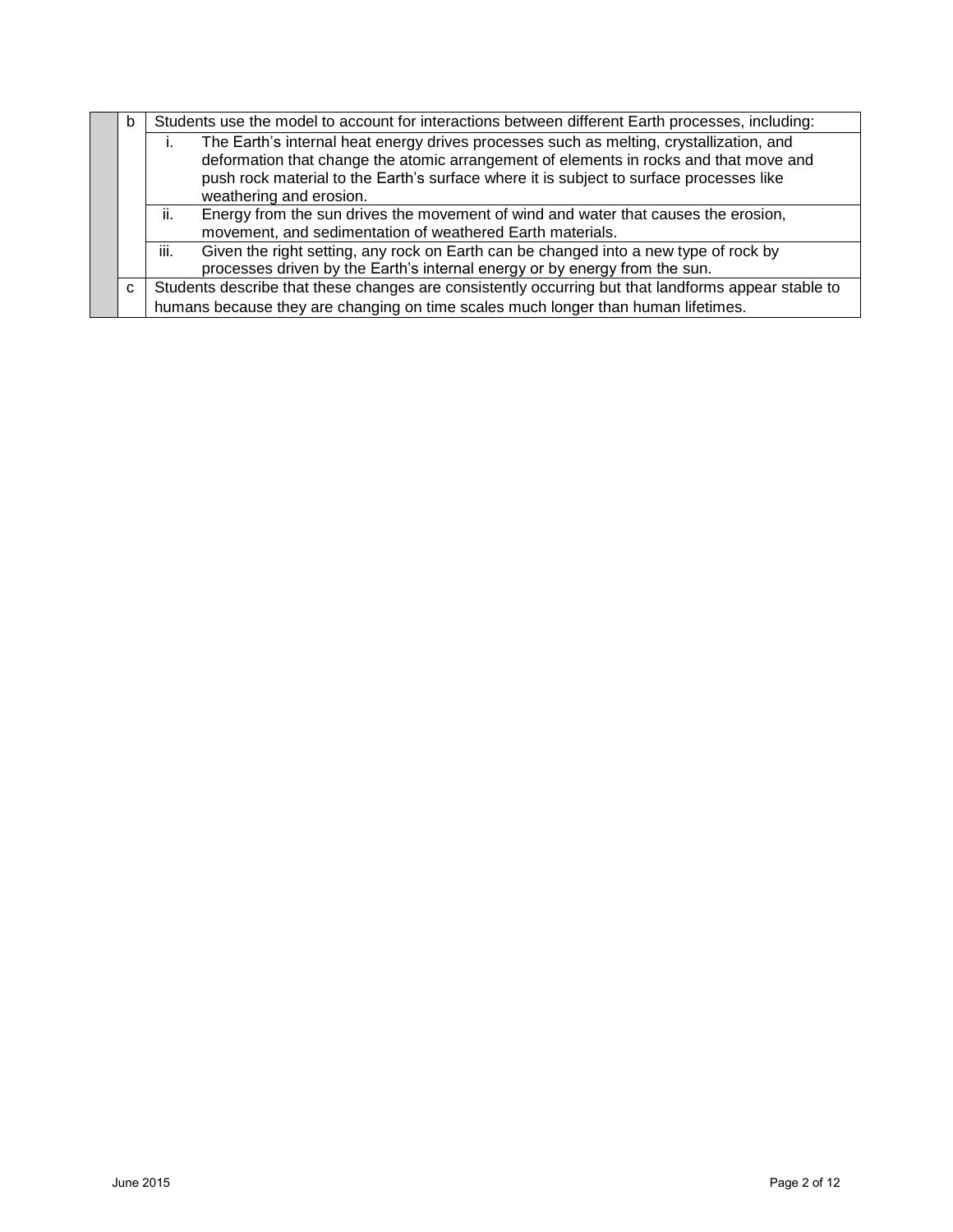| | | |
|---|---|---|
| | b | Students use the model to account for interactions between different Earth processes, including: |
| | | i. The Earth's internal heat energy drives processes such as melting, crystallization, and deformation that change the atomic arrangement of elements in rocks and that move and push rock material to the Earth's surface where it is subject to surface processes like weathering and erosion. |
| | | ii. Energy from the sun drives the movement of wind and water that causes the erosion, movement, and sedimentation of weathered Earth materials. |
| | | iii. Given the right setting, any rock on Earth can be changed into a new type of rock by processes driven by the Earth's internal energy or by energy from the sun. |
| | c | Students describe that these changes are consistently occurring but that landforms appear stable to humans because they are changing on time scales much longer than human lifetimes. |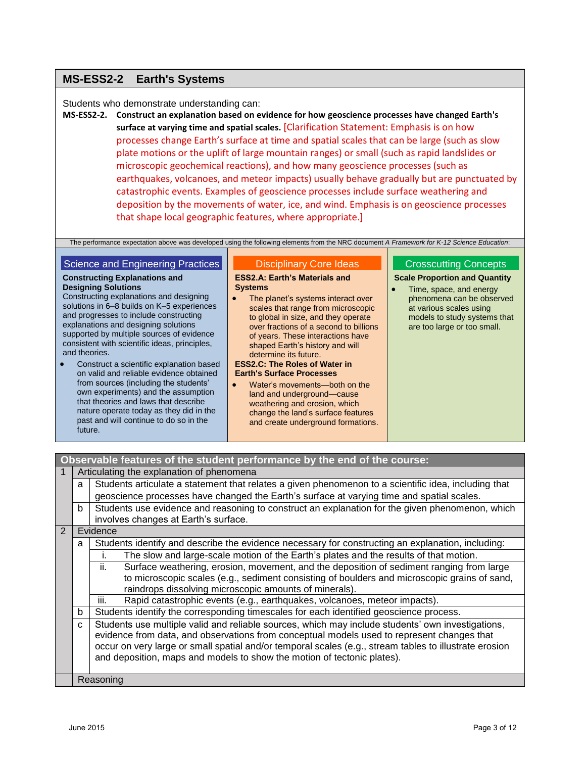## MS-ESS2-2 Earth's Systems

Students who demonstrate understanding can:

**MS-ESS2-2. Construct an explanation based on evidence for how geoscience processes have changed Earth's surface at varying time and spatial scales.** [Clarification Statement: Emphasis is on how processes change Earth's surface at time and spatial scales that can be large (such as slow plate motions or the uplift of large mountain ranges) or small (such as rapid landslides or microscopic geochemical reactions), and how many geoscience processes (such as earthquakes, volcanoes, and meteor impacts) usually behave gradually but are punctuated by catastrophic events. Examples of geoscience processes include surface weathering and deposition by the movements of water, ice, and wind. Emphasis is on geoscience processes that shape local geographic features, where appropriate.]

The performance expectation above was developed using the following elements from the NRC document *A Framework for K-12 Science Education*:

### Science and Engineering Practices

**Constructing Explanations and Designing Solutions**

Constructing explanations and designing solutions in 6–8 builds on K–5 experiences and progresses to include constructing explanations and designing solutions supported by multiple sources of evidence consistent with scientific ideas, principles, and theories.

- Construct a scientific explanation based on valid and reliable evidence obtained from sources (including the students' own experiments) and the assumption that theories and laws that describe nature operate today as they did in the past and will continue to do so in the future.

### Disciplinary Core Ideas

**ESS2.A: Earth's Materials and Systems**

- The planet's systems interact over scales that range from microscopic to global in size, and they operate over fractions of a second to billions of years. These interactions have shaped Earth's history and will determine its future.

**ESS2.C: The Roles of Water in Earth's Surface Processes**

- Water's movements—both on the land and underground—cause weathering and erosion, which change the land's surface features and create underground formations.

### Crosscutting Concepts

**Scale Proportion and Quantity**

- Time, space, and energy phenomena can be observed at various scales using models to study systems that are too large or too small.

### Observable features of the student performance by the end of the course:

| | | | |
|---|---|---|---|
| 1 | Articulating the explanation of phenomena | | |
| | a | Students articulate a statement that relates a given phenomenon to a scientific idea, including that geoscience processes have changed the Earth's surface at varying time and spatial scales. | |
| | b | Students use evidence and reasoning to construct an explanation for the given phenomenon, which involves changes at Earth's surface. | |
| 2 | Evidence | | |
| | a | Students identify and describe the evidence necessary for constructing an explanation, including: | |
| | | i. | The slow and large-scale motion of the Earth's plates and the results of that motion. |
| | | ii. | Surface weathering, erosion, movement, and the deposition of sediment ranging from large to microscopic scales (e.g., sediment consisting of boulders and microscopic grains of sand, raindrops dissolving microscopic amounts of minerals). |
| | | iii. | Rapid catastrophic events (e.g., earthquakes, volcanoes, meteor impacts). |
| | b | Students identify the corresponding timescales for each identified geoscience process. | |
| | c | Students use multiple valid and reliable sources, which may include students' own investigations, evidence from data, and observations from conceptual models used to represent changes that occur on very large or small spatial and/or temporal scales (e.g., stream tables to illustrate erosion and deposition, maps and models to show the motion of tectonic plates). | |
| | Reasoning | | |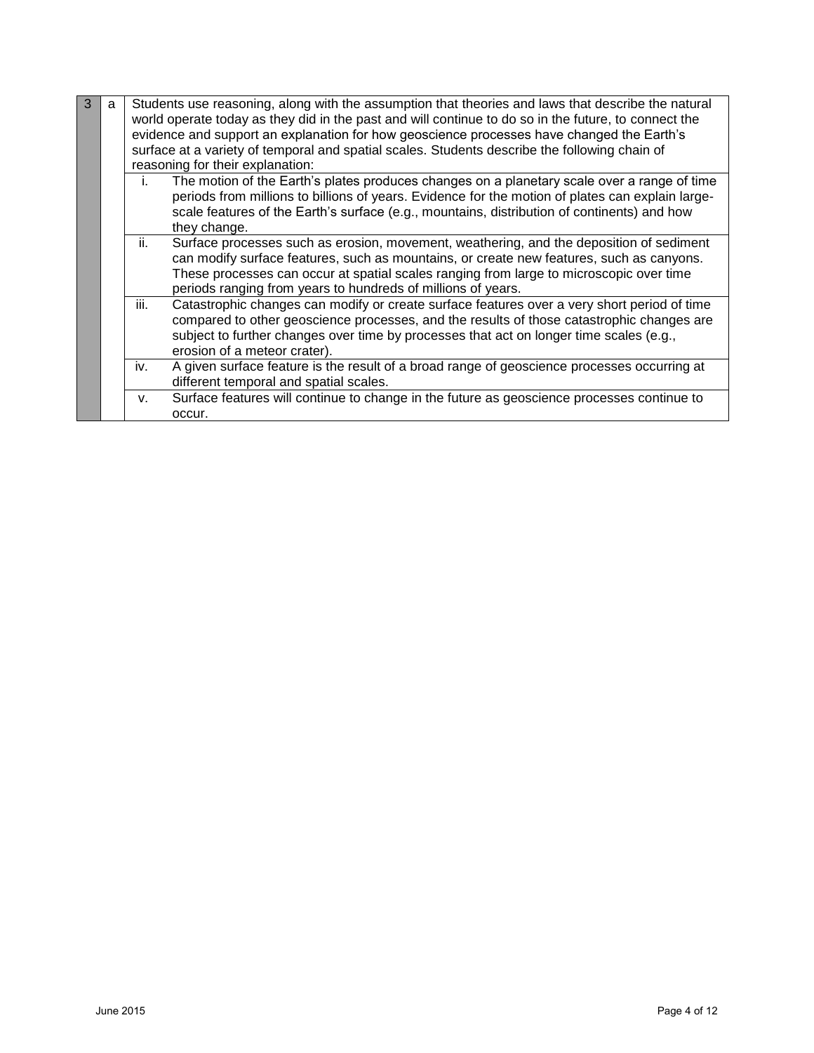| 3 | a | Students use reasoning, along with the assumption that theories and laws that describe the natural world operate today as they did in the past and will continue to do so in the future, to connect the evidence and support an explanation for how geoscience processes have changed the Earth's surface at a variety of temporal and spatial scales. Students describe the following chain of reasoning for their explanation: |
|---|---|---|
| | | i. The motion of the Earth's plates produces changes on a planetary scale over a range of time periods from millions to billions of years. Evidence for the motion of plates can explain large-scale features of the Earth's surface (e.g., mountains, distribution of continents) and how they change. |
| | | ii. Surface processes such as erosion, movement, weathering, and the deposition of sediment can modify surface features, such as mountains, or create new features, such as canyons. These processes can occur at spatial scales ranging from large to microscopic over time periods ranging from years to hundreds of millions of years. |
| | | iii. Catastrophic changes can modify or create surface features over a very short period of time compared to other geoscience processes, and the results of those catastrophic changes are subject to further changes over time by processes that act on longer time scales (e.g., erosion of a meteor crater). |
| | | iv. A given surface feature is the result of a broad range of geoscience processes occurring at different temporal and spatial scales. |
| | | v. Surface features will continue to change in the future as geoscience processes continue to occur. |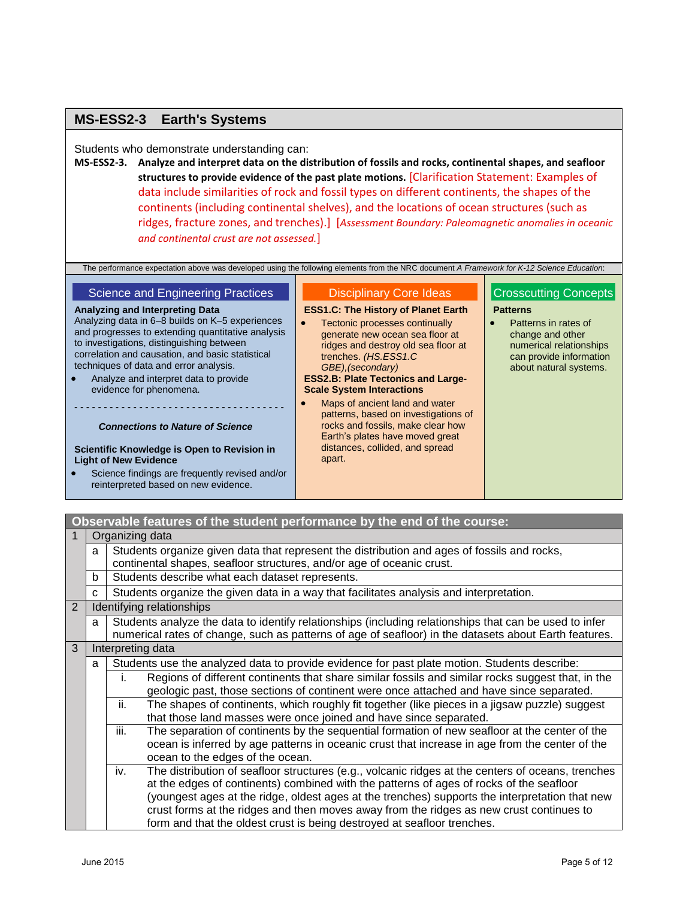## MS-ESS2-3 Earth's Systems

Students who demonstrate understanding can:

**MS-ESS2-3. Analyze and interpret data on the distribution of fossils and rocks, continental shapes, and seafloor structures to provide evidence of the past plate motions.** [Clarification Statement: Examples of data include similarities of rock and fossil types on different continents, the shapes of the continents (including continental shelves), and the locations of ocean structures (such as ridges, fracture zones, and trenches).] [*Assessment Boundary: Paleomagnetic anomalies in oceanic and continental crust are not assessed.*]

The performance expectation above was developed using the following elements from the NRC document *A Framework for K-12 Science Education*:

### Science and Engineering Practices

**Analyzing and Interpreting Data**

Analyzing data in 6–8 builds on K–5 experiences and progresses to extending quantitative analysis to investigations, distinguishing between correlation and causation, and basic statistical techniques of data and error analysis.

- Analyze and interpret data to provide evidence for phenomena.

---

***Connections to Nature of Science***

**Scientific Knowledge is Open to Revision in Light of New Evidence**

- Science findings are frequently revised and/or reinterpreted based on new evidence.

### Disciplinary Core Ideas

**ESS1.C: The History of Planet Earth**

- Tectonic processes continually generate new ocean sea floor at ridges and destroy old sea floor at trenches. *(HS.ESS1.C GBE),(secondary)*

**ESS2.B: Plate Tectonics and Large-Scale System Interactions**

- Maps of ancient land and water patterns, based on investigations of rocks and fossils, make clear how Earth's plates have moved great distances, collided, and spread apart.

### Crosscutting Concepts

**Patterns**

- Patterns in rates of change and other numerical relationships can provide information about natural systems.

| Observable features of the student performance by the end of the course: | | | |
|---|---|---|---|
| 1 | Organizing data | | |
| | a | Students organize given data that represent the distribution and ages of fossils and rocks, continental shapes, seafloor structures, and/or age of oceanic crust. | |
| | b | Students describe what each dataset represents. | |
| | c | Students organize the given data in a way that facilitates analysis and interpretation. | |
| 2 | Identifying relationships | | |
| | a | Students analyze the data to identify relationships (including relationships that can be used to infer numerical rates of change, such as patterns of age of seafloor) in the datasets about Earth features. | |
| 3 | Interpreting data | | |
| | a | Students use the analyzed data to provide evidence for past plate motion. Students describe: | |
| | | i. | Regions of different continents that share similar fossils and similar rocks suggest that, in the geologic past, those sections of continent were once attached and have since separated. |
| | | ii. | The shapes of continents, which roughly fit together (like pieces in a jigsaw puzzle) suggest that those land masses were once joined and have since separated. |
| | | iii. | The separation of continents by the sequential formation of new seafloor at the center of the ocean is inferred by age patterns in oceanic crust that increase in age from the center of the ocean to the edges of the ocean. |
| | | iv. | The distribution of seafloor structures (e.g., volcanic ridges at the centers of oceans, trenches at the edges of continents) combined with the patterns of ages of rocks of the seafloor (youngest ages at the ridge, oldest ages at the trenches) supports the interpretation that new crust forms at the ridges and then moves away from the ridges as new crust continues to form and that the oldest crust is being destroyed at seafloor trenches. |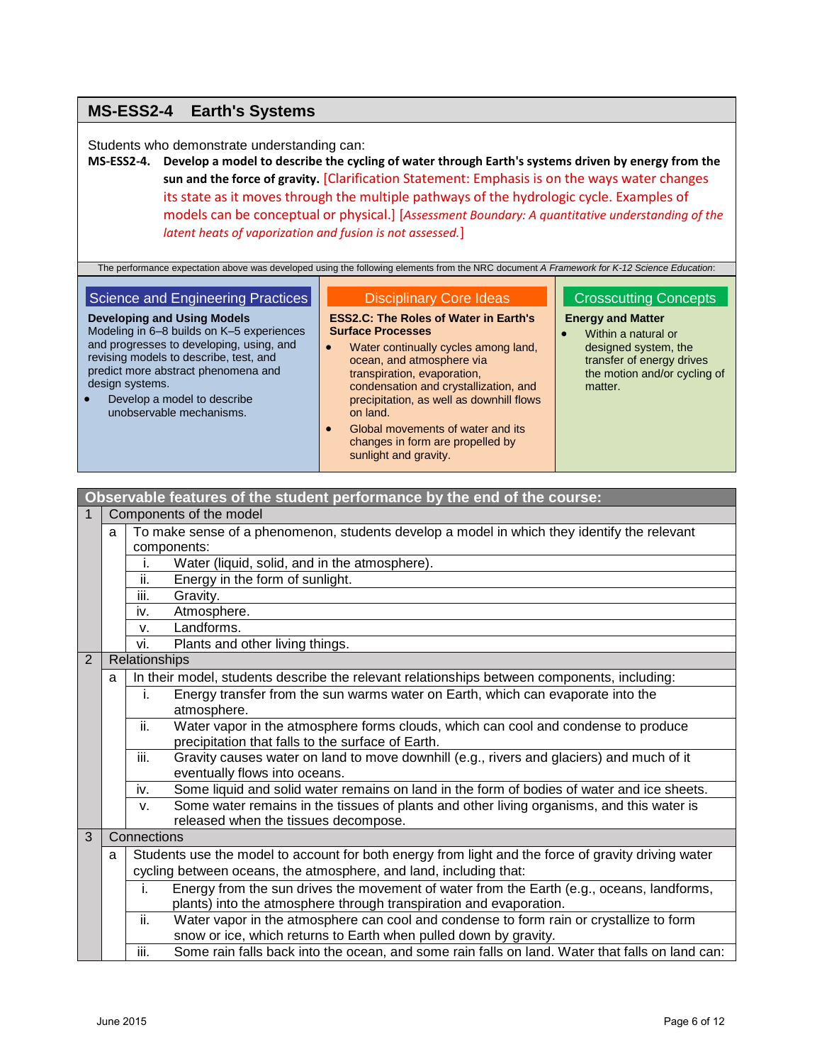## MS-ESS2-4 Earth's Systems

Students who demonstrate understanding can:

**MS-ESS2-4. Develop a model to describe the cycling of water through Earth's systems driven by energy from the sun and the force of gravity.** [Clarification Statement: Emphasis is on the ways water changes its state as it moves through the multiple pathways of the hydrologic cycle. Examples of models can be conceptual or physical.] [*Assessment Boundary: A quantitative understanding of the latent heats of vaporization and fusion is not assessed.*]

The performance expectation above was developed using the following elements from the NRC document *A Framework for K-12 Science Education*:

### Science and Engineering Practices

**Developing and Using Models**

Modeling in 6–8 builds on K–5 experiences and progresses to developing, using, and revising models to describe, test, and predict more abstract phenomena and design systems.

- Develop a model to describe unobservable mechanisms.

### Disciplinary Core Ideas

**ESS2.C: The Roles of Water in Earth's Surface Processes**

- Water continually cycles among land, ocean, and atmosphere via transpiration, evaporation, condensation and crystallization, and precipitation, as well as downhill flows on land.
- Global movements of water and its changes in form are propelled by sunlight and gravity.

### Crosscutting Concepts

**Energy and Matter**

- Within a natural or designed system, the transfer of energy drives the motion and/or cycling of matter.

## Observable features of the student performance by the end of the course:

| | | | |
|---|---|---|---|
| 1 | Components of the model | | |
| | a | To make sense of a phenomenon, students develop a model in which they identify the relevant components: | |
| | | i. | Water (liquid, solid, and in the atmosphere). |
| | | ii. | Energy in the form of sunlight. |
| | | iii. | Gravity. |
| | | iv. | Atmosphere. |
| | | v. | Landforms. |
| | | vi. | Plants and other living things. |
| 2 | Relationships | | |
| | a | In their model, students describe the relevant relationships between components, including: | |
| | | i. | Energy transfer from the sun warms water on Earth, which can evaporate into the atmosphere. |
| | | ii. | Water vapor in the atmosphere forms clouds, which can cool and condense to produce precipitation that falls to the surface of Earth. |
| | | iii. | Gravity causes water on land to move downhill (e.g., rivers and glaciers) and much of it eventually flows into oceans. |
| | | iv. | Some liquid and solid water remains on land in the form of bodies of water and ice sheets. |
| | | v. | Some water remains in the tissues of plants and other living organisms, and this water is released when the tissues decompose. |
| 3 | Connections | | |
| | a | Students use the model to account for both energy from light and the force of gravity driving water cycling between oceans, the atmosphere, and land, including that: | |
| | | i. | Energy from the sun drives the movement of water from the Earth (e.g., oceans, landforms, plants) into the atmosphere through transpiration and evaporation. |
| | | ii. | Water vapor in the atmosphere can cool and condense to form rain or crystallize to form snow or ice, which returns to Earth when pulled down by gravity. |
| | | iii. | Some rain falls back into the ocean, and some rain falls on land. Water that falls on land can: |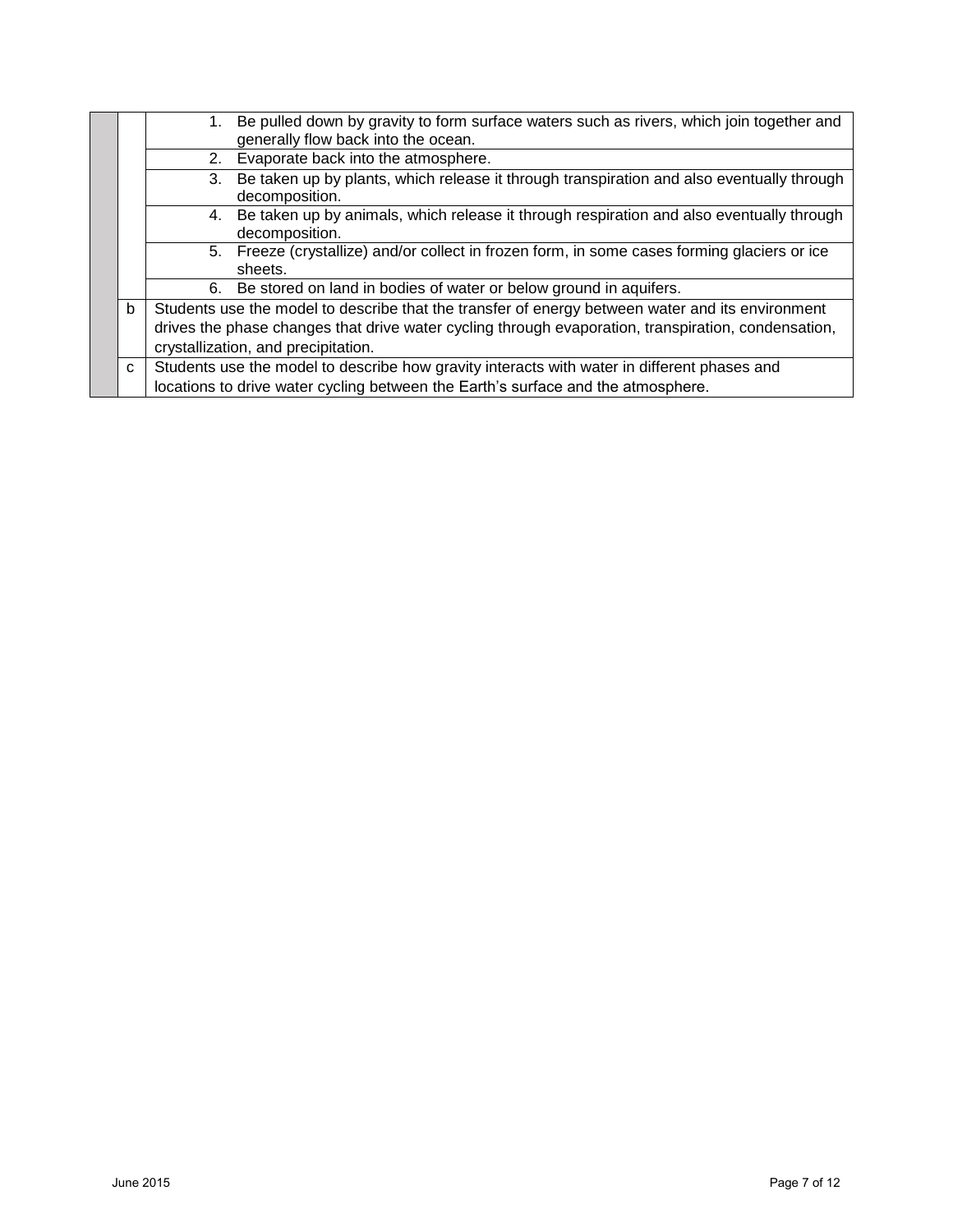| | | |
|---|---|---|
| | | 1. Be pulled down by gravity to form surface waters such as rivers, which join together and generally flow back into the ocean. |
| | | 2. Evaporate back into the atmosphere. |
| | | 3. Be taken up by plants, which release it through transpiration and also eventually through decomposition. |
| | | 4. Be taken up by animals, which release it through respiration and also eventually through decomposition. |
| | | 5. Freeze (crystallize) and/or collect in frozen form, in some cases forming glaciers or ice sheets. |
| | | 6. Be stored on land in bodies of water or below ground in aquifers. |
| | b | Students use the model to describe that the transfer of energy between water and its environment drives the phase changes that drive water cycling through evaporation, transpiration, condensation, crystallization, and precipitation. |
| | c | Students use the model to describe how gravity interacts with water in different phases and locations to drive water cycling between the Earth's surface and the atmosphere. |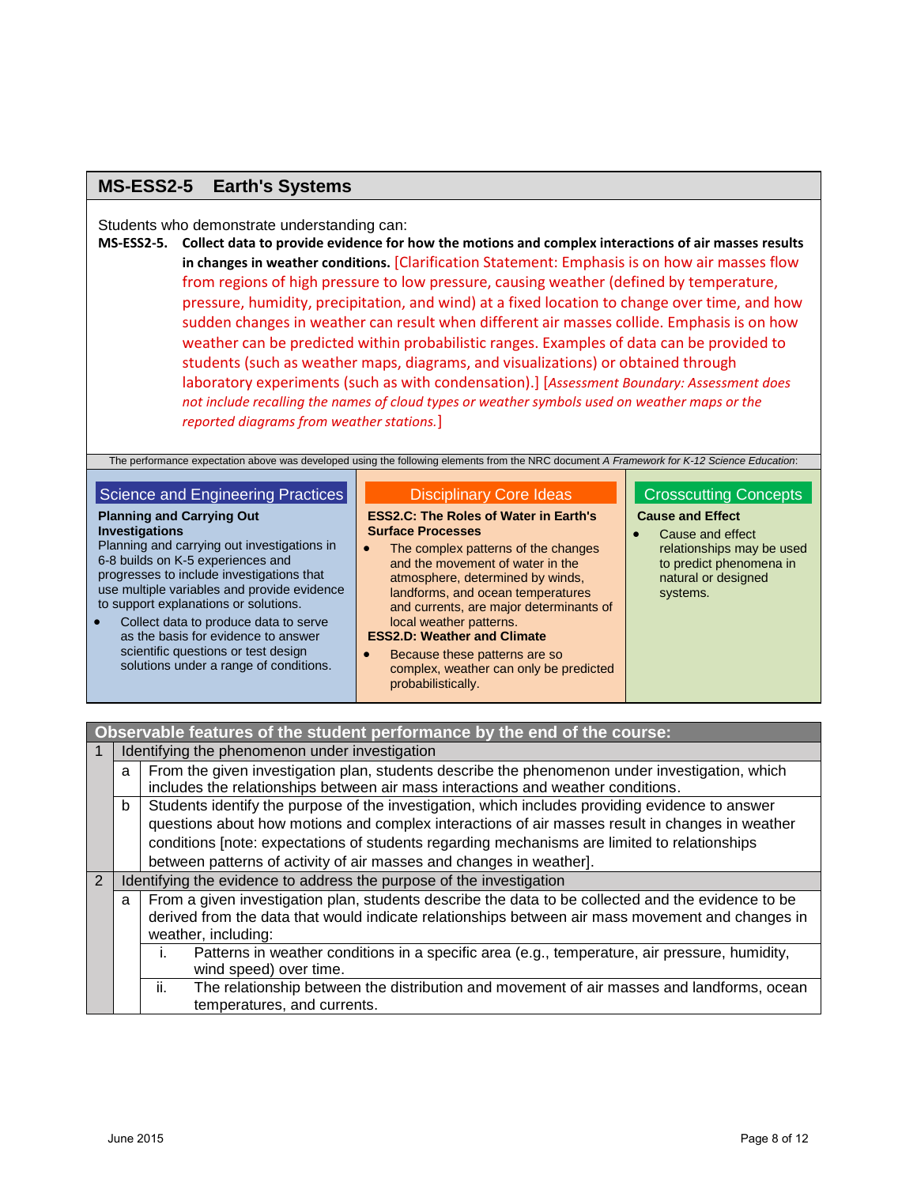## MS-ESS2-5 Earth's Systems

Students who demonstrate understanding can:

**MS-ESS2-5. Collect data to provide evidence for how the motions and complex interactions of air masses results in changes in weather conditions.** [Clarification Statement: Emphasis is on how air masses flow from regions of high pressure to low pressure, causing weather (defined by temperature, pressure, humidity, precipitation, and wind) at a fixed location to change over time, and how sudden changes in weather can result when different air masses collide. Emphasis is on how weather can be predicted within probabilistic ranges. Examples of data can be provided to students (such as weather maps, diagrams, and visualizations) or obtained through laboratory experiments (such as with condensation).] [*Assessment Boundary: Assessment does not include recalling the names of cloud types or weather symbols used on weather maps or the reported diagrams from weather stations.*]

The performance expectation above was developed using the following elements from the NRC document *A Framework for K-12 Science Education*:

### Science and Engineering Practices

**Planning and Carrying Out Investigations**

Planning and carrying out investigations in 6-8 builds on K-5 experiences and progresses to include investigations that use multiple variables and provide evidence to support explanations or solutions.

- Collect data to produce data to serve as the basis for evidence to answer scientific questions or test design solutions under a range of conditions.

### Disciplinary Core Ideas

**ESS2.C: The Roles of Water in Earth's Surface Processes**

- The complex patterns of the changes and the movement of water in the atmosphere, determined by winds, landforms, and ocean temperatures and currents, are major determinants of local weather patterns.

**ESS2.D: Weather and Climate**

- Because these patterns are so complex, weather can only be predicted probabilistically.

### Crosscutting Concepts

**Cause and Effect**

- Cause and effect relationships may be used to predict phenomena in natural or designed systems.

### Observable features of the student performance by the end of the course:

| | | | |
|---|---|---|---|
| 1 | Identifying the phenomenon under investigation | | |
| | a | From the given investigation plan, students describe the phenomenon under investigation, which includes the relationships between air mass interactions and weather conditions. | |
| | b | Students identify the purpose of the investigation, which includes providing evidence to answer questions about how motions and complex interactions of air masses result in changes in weather conditions [note: expectations of students regarding mechanisms are limited to relationships between patterns of activity of air masses and changes in weather]. | |
| 2 | Identifying the evidence to address the purpose of the investigation | | |
| | a | From a given investigation plan, students describe the data to be collected and the evidence to be derived from the data that would indicate relationships between air mass movement and changes in weather, including: | |
| | | i. | Patterns in weather conditions in a specific area (e.g., temperature, air pressure, humidity, wind speed) over time. |
| | | ii. | The relationship between the distribution and movement of air masses and landforms, ocean temperatures, and currents. |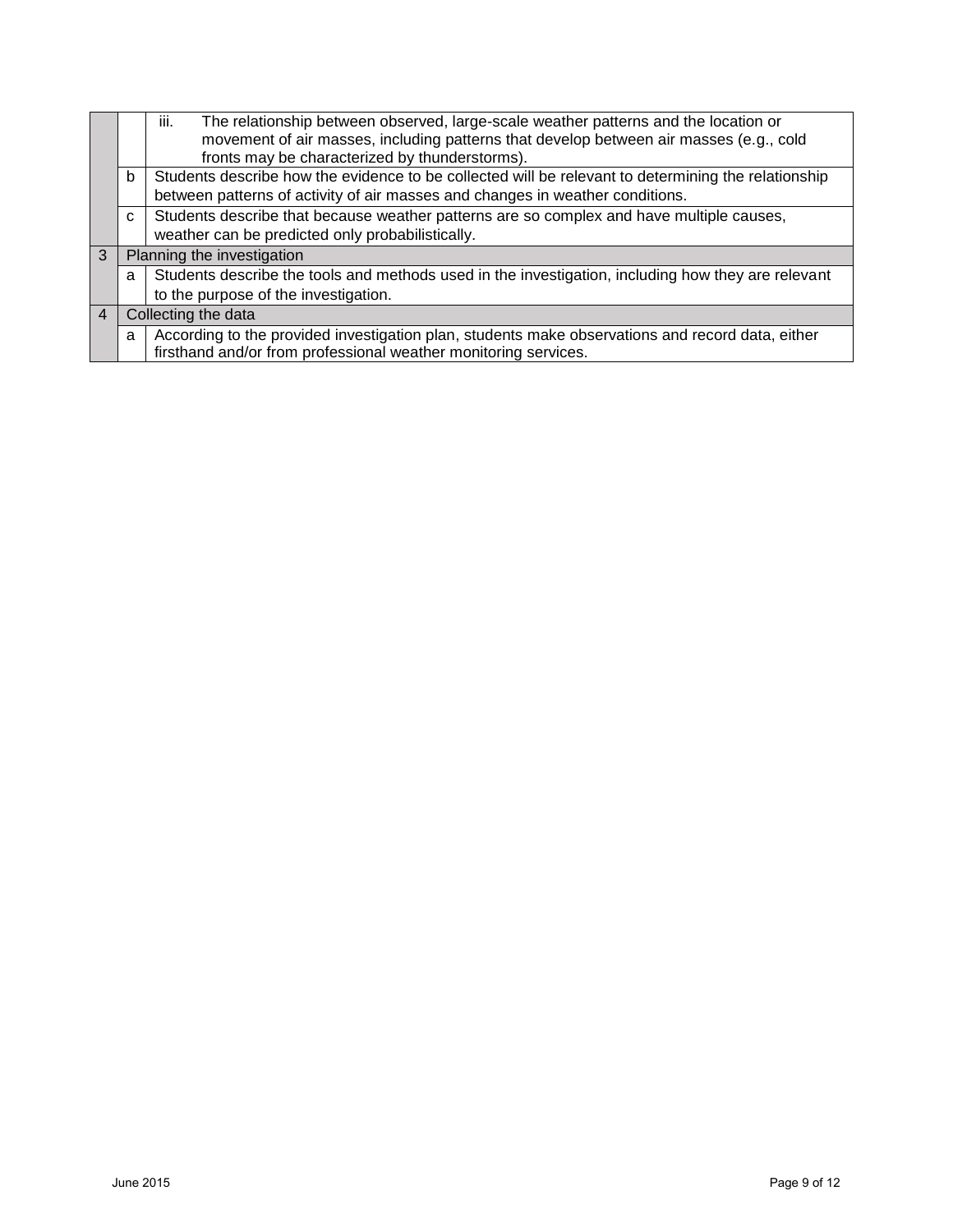| | | |
|---|---|---|
| | | iii. The relationship between observed, large-scale weather patterns and the location or movement of air masses, including patterns that develop between air masses (e.g., cold fronts may be characterized by thunderstorms). |
| | b | Students describe how the evidence to be collected will be relevant to determining the relationship between patterns of activity of air masses and changes in weather conditions. |
| | c | Students describe that because weather patterns are so complex and have multiple causes, weather can be predicted only probabilistically. |
| 3 | Planning the investigation | |
| | a | Students describe the tools and methods used in the investigation, including how they are relevant to the purpose of the investigation. |
| 4 | Collecting the data | |
| | a | According to the provided investigation plan, students make observations and record data, either firsthand and/or from professional weather monitoring services. |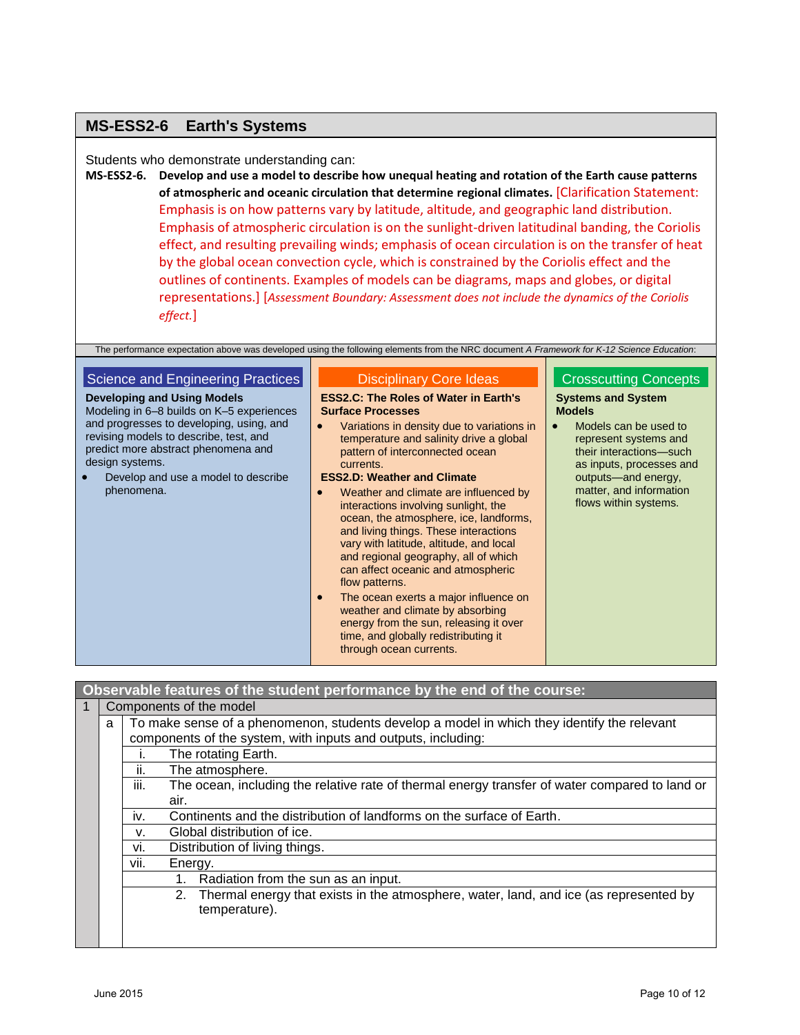## MS-ESS2-6 Earth's Systems

Students who demonstrate understanding can:

**MS-ESS2-6. Develop and use a model to describe how unequal heating and rotation of the Earth cause patterns of atmospheric and oceanic circulation that determine regional climates.** [Clarification Statement: Emphasis is on how patterns vary by latitude, altitude, and geographic land distribution. Emphasis of atmospheric circulation is on the sunlight-driven latitudinal banding, the Coriolis effect, and resulting prevailing winds; emphasis of ocean circulation is on the transfer of heat by the global ocean convection cycle, which is constrained by the Coriolis effect and the outlines of continents. Examples of models can be diagrams, maps and globes, or digital representations.] [*Assessment Boundary: Assessment does not include the dynamics of the Coriolis effect.*]

The performance expectation above was developed using the following elements from the NRC document *A Framework for K-12 Science Education*:

### Science and Engineering Practices

**Developing and Using Models**

Modeling in 6–8 builds on K–5 experiences and progresses to developing, using, and revising models to describe, test, and predict more abstract phenomena and design systems.

- Develop and use a model to describe phenomena.

### Disciplinary Core Ideas

**ESS2.C: The Roles of Water in Earth's Surface Processes**

- Variations in density due to variations in temperature and salinity drive a global pattern of interconnected ocean currents.

**ESS2.D: Weather and Climate**

- Weather and climate are influenced by interactions involving sunlight, the ocean, the atmosphere, ice, landforms, and living things. These interactions vary with latitude, altitude, and local and regional geography, all of which can affect oceanic and atmospheric flow patterns.
- The ocean exerts a major influence on weather and climate by absorbing energy from the sun, releasing it over time, and globally redistributing it through ocean currents.

### Crosscutting Concepts

**Systems and System Models**

- Models can be used to represent systems and their interactions—such as inputs, processes and outputs—and energy, matter, and information flows within systems.

## Observable features of the student performance by the end of the course:

1. Components of the model
   a. To make sense of a phenomenon, students develop a model in which they identify the relevant components of the system, with inputs and outputs, including:
      i. The rotating Earth.
      ii. The atmosphere.
      iii. The ocean, including the relative rate of thermal energy transfer of water compared to land or air.
      iv. Continents and the distribution of landforms on the surface of Earth.
      v. Global distribution of ice.
      vi. Distribution of living things.
      vii. Energy.
         1. Radiation from the sun as an input.
         2. Thermal energy that exists in the atmosphere, water, land, and ice (as represented by temperature).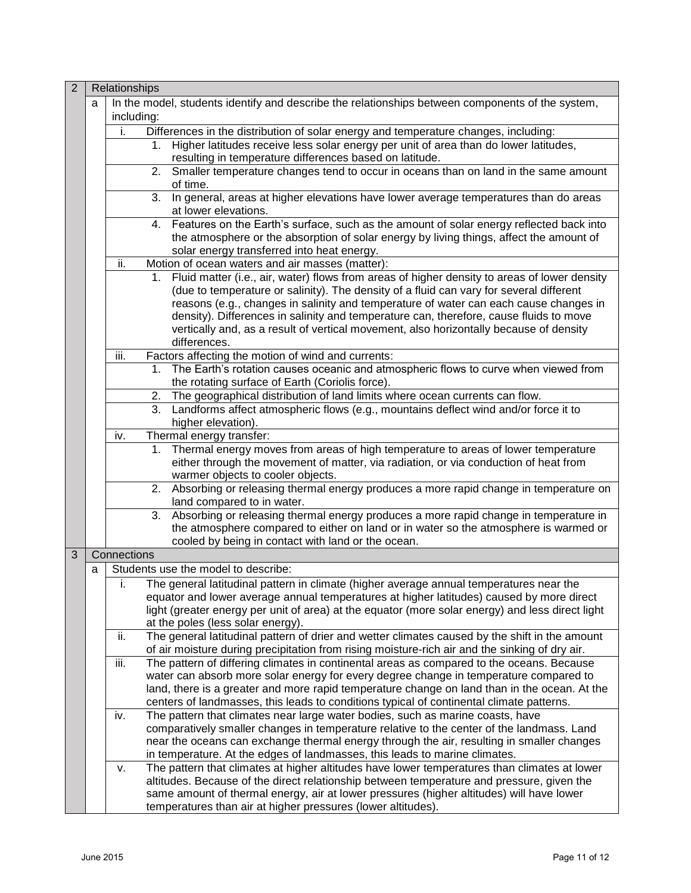| | | |
|---|---|---|
| 2 | **Relationships** | |
| | a | In the model, students identify and describe the relationships between components of the system, including: |
| | | i. Differences in the distribution of solar energy and temperature changes, including: |
| | | 1. Higher latitudes receive less solar energy per unit of area than do lower latitudes, resulting in temperature differences based on latitude. |
| | | 2. Smaller temperature changes tend to occur in oceans than on land in the same amount of time. |
| | | 3. In general, areas at higher elevations have lower average temperatures than do areas at lower elevations. |
| | | 4. Features on the Earth's surface, such as the amount of solar energy reflected back into the atmosphere or the absorption of solar energy by living things, affect the amount of solar energy transferred into heat energy. |
| | | ii. Motion of ocean waters and air masses (matter): |
| | | 1. Fluid matter (i.e., air, water) flows from areas of higher density to areas of lower density (due to temperature or salinity). The density of a fluid can vary for several different reasons (e.g., changes in salinity and temperature of water can each cause changes in density). Differences in salinity and temperature can, therefore, cause fluids to move vertically and, as a result of vertical movement, also horizontally because of density differences. |
| | | iii. Factors affecting the motion of wind and currents: |
| | | 1. The Earth's rotation causes oceanic and atmospheric flows to curve when viewed from the rotating surface of Earth (Coriolis force). |
| | | 2. The geographical distribution of land limits where ocean currents can flow. |
| | | 3. Landforms affect atmospheric flows (e.g., mountains deflect wind and/or force it to higher elevation). |
| | | iv. Thermal energy transfer: |
| | | 1. Thermal energy moves from areas of high temperature to areas of lower temperature either through the movement of matter, via radiation, or via conduction of heat from warmer objects to cooler objects. |
| | | 2. Absorbing or releasing thermal energy produces a more rapid change in temperature on land compared to in water. |
| | | 3. Absorbing or releasing thermal energy produces a more rapid change in temperature in the atmosphere compared to either on land or in water so the atmosphere is warmed or cooled by being in contact with land or the ocean. |
| 3 | **Connections** | |
| | a | Students use the model to describe: |
| | | i. The general latitudinal pattern in climate (higher average annual temperatures near the equator and lower average annual temperatures at higher latitudes) caused by more direct light (greater energy per unit of area) at the equator (more solar energy) and less direct light at the poles (less solar energy). |
| | | ii. The general latitudinal pattern of drier and wetter climates caused by the shift in the amount of air moisture during precipitation from rising moisture-rich air and the sinking of dry air. |
| | | iii. The pattern of differing climates in continental areas as compared to the oceans. Because water can absorb more solar energy for every degree change in temperature compared to land, there is a greater and more rapid temperature change on land than in the ocean. At the centers of landmasses, this leads to conditions typical of continental climate patterns. |
| | | iv. The pattern that climates near large water bodies, such as marine coasts, have comparatively smaller changes in temperature relative to the center of the landmass. Land near the oceans can exchange thermal energy through the air, resulting in smaller changes in temperature. At the edges of landmasses, this leads to marine climates. |
| | | v. The pattern that climates at higher altitudes have lower temperatures than climates at lower altitudes. Because of the direct relationship between temperature and pressure, given the same amount of thermal energy, air at lower pressures (higher altitudes) will have lower temperatures than air at higher pressures (lower altitudes). |

June 2015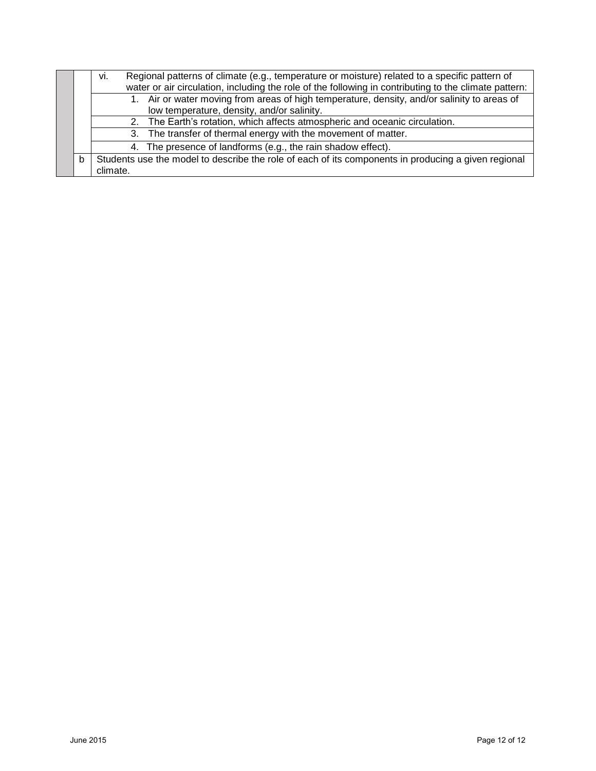| | | |
|---|---|---|
| | | vi. Regional patterns of climate (e.g., temperature or moisture) related to a specific pattern of water or air circulation, including the role of the following in contributing to the climate pattern: |
| | | 1. Air or water moving from areas of high temperature, density, and/or salinity to areas of low temperature, density, and/or salinity. |
| | | 2. The Earth's rotation, which affects atmospheric and oceanic circulation. |
| | | 3. The transfer of thermal energy with the movement of matter. |
| | | 4. The presence of landforms (e.g., the rain shadow effect). |
| | b | Students use the model to describe the role of each of its components in producing a given regional climate. |

June 2015